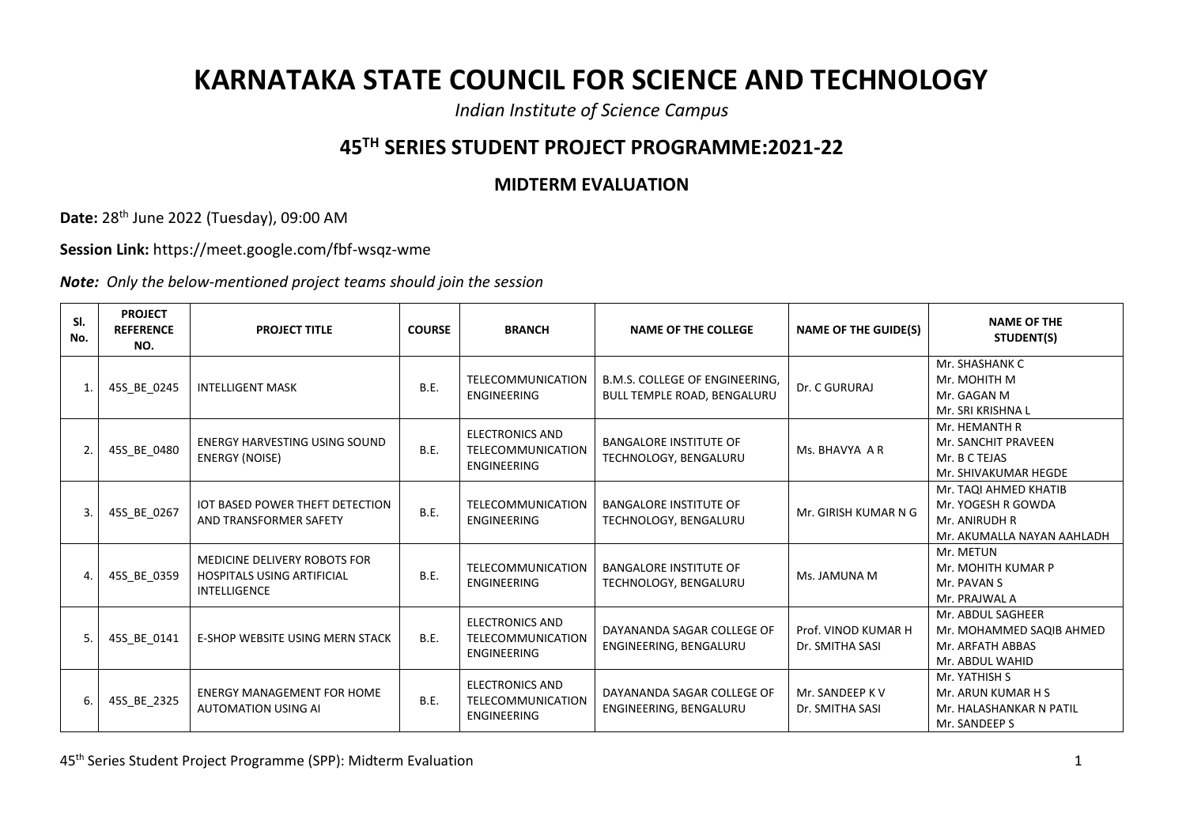# KARNATAKA STATE COUNCIL FOR SCIENCE AND TECHNOLOGY

*Indian Institute of Science Campus*

## 45TH SERIES STUDENT PROJECT PROGRAMME:2021-22

### MIDTERM EVALUATION

**Date:** 28th June 2022 (Tuesday), 09:00 AM

**Session Link:** https://meet.google.com/fbf-wsqz-wme

***Note:*** *Only the below-mentioned project teams should join the session*

| Sl. No. | PROJECT REFERENCE NO. | PROJECT TITLE | COURSE | BRANCH | NAME OF THE COLLEGE | NAME OF THE GUIDE(S) | NAME OF THE STUDENT(S) |
|---|---|---|---|---|---|---|---|
| 1. | 45S_BE_0245 | INTELLIGENT MASK | B.E. | TELECOMMUNICATION ENGINEERING | B.M.S. COLLEGE OF ENGINEERING, BULL TEMPLE ROAD, BENGALURU | Dr. C GURURAJ | Mr. SHASHANK C<br>Mr. MOHITH M<br>Mr. GAGAN M<br>Mr. SRI KRISHNA L |
| 2. | 45S_BE_0480 | ENERGY HARVESTING USING SOUND ENERGY (NOISE) | B.E. | ELECTRONICS AND TELECOMMUNICATION ENGINEERING | BANGALORE INSTITUTE OF TECHNOLOGY, BENGALURU | Ms. BHAVYA A R | Mr. HEMANTH R<br>Mr. SANCHIT PRAVEEN<br>Mr. B C TEJAS<br>Mr. SHIVAKUMAR HEGDE |
| 3. | 45S_BE_0267 | IOT BASED POWER THEFT DETECTION AND TRANSFORMER SAFETY | B.E. | TELECOMMUNICATION ENGINEERING | BANGALORE INSTITUTE OF TECHNOLOGY, BENGALURU | Mr. GIRISH KUMAR N G | Mr. TAQI AHMED KHATIB<br>Mr. YOGESH R GOWDA<br>Mr. ANIRUDH R<br>Mr. AKUMALLA NAYAN AAHLADH |
| 4. | 45S_BE_0359 | MEDICINE DELIVERY ROBOTS FOR HOSPITALS USING ARTIFICIAL INTELLIGENCE | B.E. | TELECOMMUNICATION ENGINEERING | BANGALORE INSTITUTE OF TECHNOLOGY, BENGALURU | Ms. JAMUNA M | Mr. METUN<br>Mr. MOHITH KUMAR P<br>Mr. PAVAN S<br>Mr. PRAJWAL A |
| 5. | 45S_BE_0141 | E-SHOP WEBSITE USING MERN STACK | B.E. | ELECTRONICS AND TELECOMMUNICATION ENGINEERING | DAYANANDA SAGAR COLLEGE OF ENGINEERING, BENGALURU | Prof. VINOD KUMAR H<br>Dr. SMITHA SASI | Mr. ABDUL SAGHEER<br>Mr. MOHAMMED SAQIB AHMED<br>Mr. ARFATH ABBAS<br>Mr. ABDUL WAHID |
| 6. | 45S_BE_2325 | ENERGY MANAGEMENT FOR HOME AUTOMATION USING AI | B.E. | ELECTRONICS AND TELECOMMUNICATION ENGINEERING | DAYANANDA SAGAR COLLEGE OF ENGINEERING, BENGALURU | Mr. SANDEEP K V<br>Dr. SMITHA SASI | Mr. YATHISH S<br>Mr. ARUN KUMAR H S<br>Mr. HALASHANKAR N PATIL<br>Mr. SANDEEP S |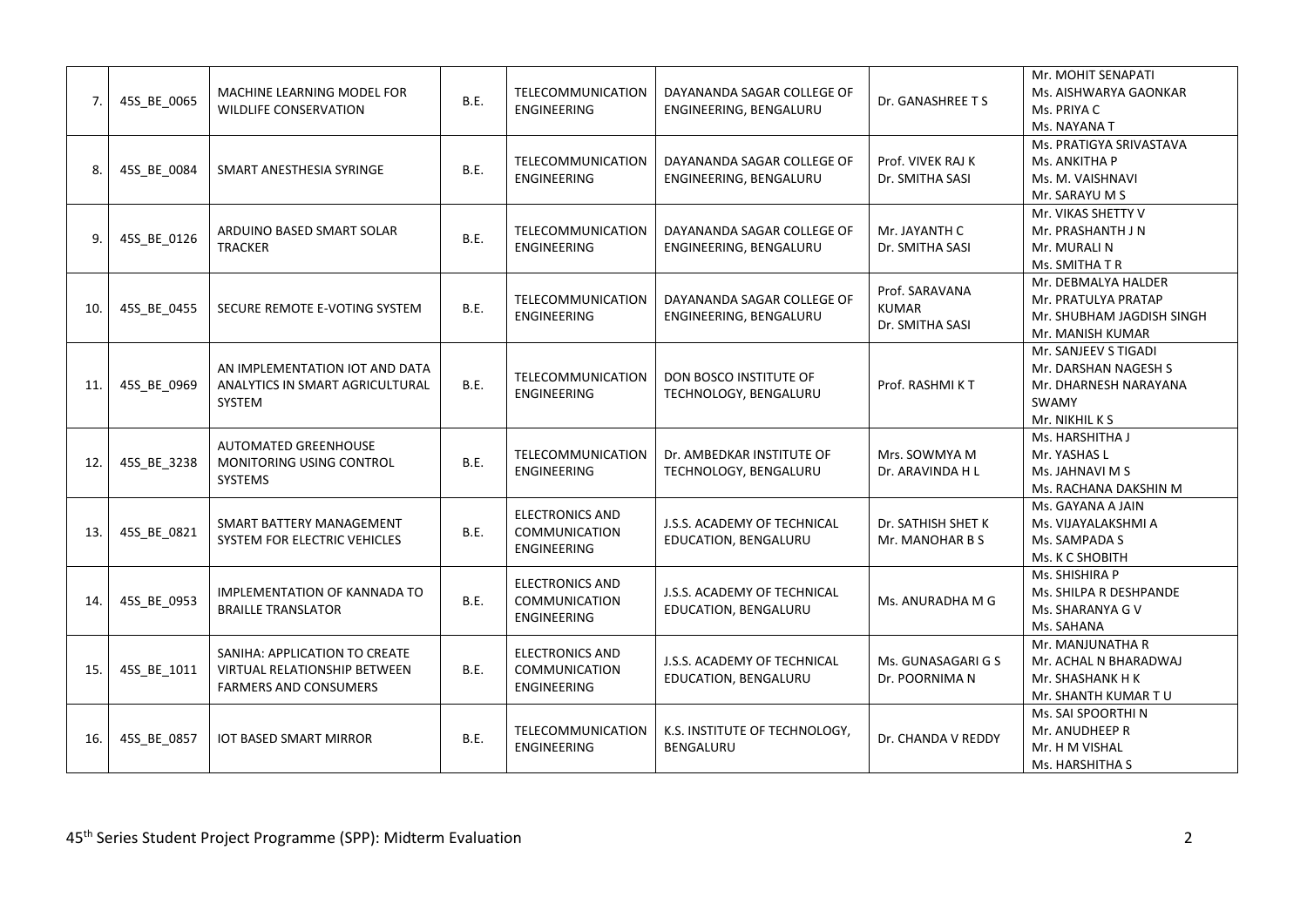| | | | | | | | |
|---|---|---|---|---|---|---|---|
| 7. | 45S_BE_0065 | MACHINE LEARNING MODEL FOR WILDLIFE CONSERVATION | B.E. | TELECOMMUNICATION ENGINEERING | DAYANANDA SAGAR COLLEGE OF ENGINEERING, BENGALURU | Dr. GANASHREE T S | Mr. MOHIT SENAPATI<br>Ms. AISHWARYA GAONKAR<br>Ms. PRIYA C<br>Ms. NAYANA T |
| 8. | 45S_BE_0084 | SMART ANESTHESIA SYRINGE | B.E. | TELECOMMUNICATION ENGINEERING | DAYANANDA SAGAR COLLEGE OF ENGINEERING, BENGALURU | Prof. VIVEK RAJ K<br>Dr. SMITHA SASI | Ms. PRATIGYA SRIVASTAVA<br>Ms. ANKITHA P<br>Ms. M. VAISHNAVI<br>Mr. SARAYU M S |
| 9. | 45S_BE_0126 | ARDUINO BASED SMART SOLAR TRACKER | B.E. | TELECOMMUNICATION ENGINEERING | DAYANANDA SAGAR COLLEGE OF ENGINEERING, BENGALURU | Mr. JAYANTH C<br>Dr. SMITHA SASI | Mr. VIKAS SHETTY V<br>Mr. PRASHANTH J N<br>Mr. MURALI N<br>Ms. SMITHA T R |
| 10. | 45S_BE_0455 | SECURE REMOTE E-VOTING SYSTEM | B.E. | TELECOMMUNICATION ENGINEERING | DAYANANDA SAGAR COLLEGE OF ENGINEERING, BENGALURU | Prof. SARAVANA KUMAR<br>Dr. SMITHA SASI | Mr. DEBMALYA HALDER<br>Mr. PRATULYA PRATAP<br>Mr. SHUBHAM JAGDISH SINGH<br>Mr. MANISH KUMAR |
| 11. | 45S_BE_0969 | AN IMPLEMENTATION IOT AND DATA ANALYTICS IN SMART AGRICULTURAL SYSTEM | B.E. | TELECOMMUNICATION ENGINEERING | DON BOSCO INSTITUTE OF TECHNOLOGY, BENGALURU | Prof. RASHMI K T | Mr. SANJEEV S TIGADI<br>Mr. DARSHAN NAGESH S<br>Mr. DHARNESH NARAYANA SWAMY<br>Mr. NIKHIL K S |
| 12. | 45S_BE_3238 | AUTOMATED GREENHOUSE MONITORING USING CONTROL SYSTEMS | B.E. | TELECOMMUNICATION ENGINEERING | Dr. AMBEDKAR INSTITUTE OF TECHNOLOGY, BENGALURU | Mrs. SOWMYA M<br>Dr. ARAVINDA H L | Ms. HARSHITHA J<br>Mr. YASHAS L<br>Ms. JAHNAVI M S<br>Ms. RACHANA DAKSHIN M |
| 13. | 45S_BE_0821 | SMART BATTERY MANAGEMENT SYSTEM FOR ELECTRIC VEHICLES | B.E. | ELECTRONICS AND COMMUNICATION ENGINEERING | J.S.S. ACADEMY OF TECHNICAL EDUCATION, BENGALURU | Dr. SATHISH SHET K<br>Mr. MANOHAR B S | Ms. GAYANA A JAIN<br>Ms. VIJAYALAKSHMI A<br>Ms. SAMPADA S<br>Ms. K C SHOBITH |
| 14. | 45S_BE_0953 | IMPLEMENTATION OF KANNADA TO BRAILLE TRANSLATOR | B.E. | ELECTRONICS AND COMMUNICATION ENGINEERING | J.S.S. ACADEMY OF TECHNICAL EDUCATION, BENGALURU | Ms. ANURADHA M G | Ms. SHISHIRA P<br>Ms. SHILPA R DESHPANDE<br>Ms. SHARANYA G V<br>Ms. SAHANA |
| 15. | 45S_BE_1011 | SANIHA: APPLICATION TO CREATE VIRTUAL RELATIONSHIP BETWEEN FARMERS AND CONSUMERS | B.E. | ELECTRONICS AND COMMUNICATION ENGINEERING | J.S.S. ACADEMY OF TECHNICAL EDUCATION, BENGALURU | Ms. GUNASAGARI G S<br>Dr. POORNIMA N | Mr. MANJUNATHA R<br>Mr. ACHAL N BHARADWAJ<br>Mr. SHASHANK H K<br>Mr. SHANTH KUMAR T U |
| 16. | 45S_BE_0857 | IOT BASED SMART MIRROR | B.E. | TELECOMMUNICATION ENGINEERING | K.S. INSTITUTE OF TECHNOLOGY, BENGALURU | Dr. CHANDA V REDDY | Ms. SAI SPOORTHI N<br>Mr. ANUDHEEP R<br>Mr. H M VISHAL<br>Ms. HARSHITHA S |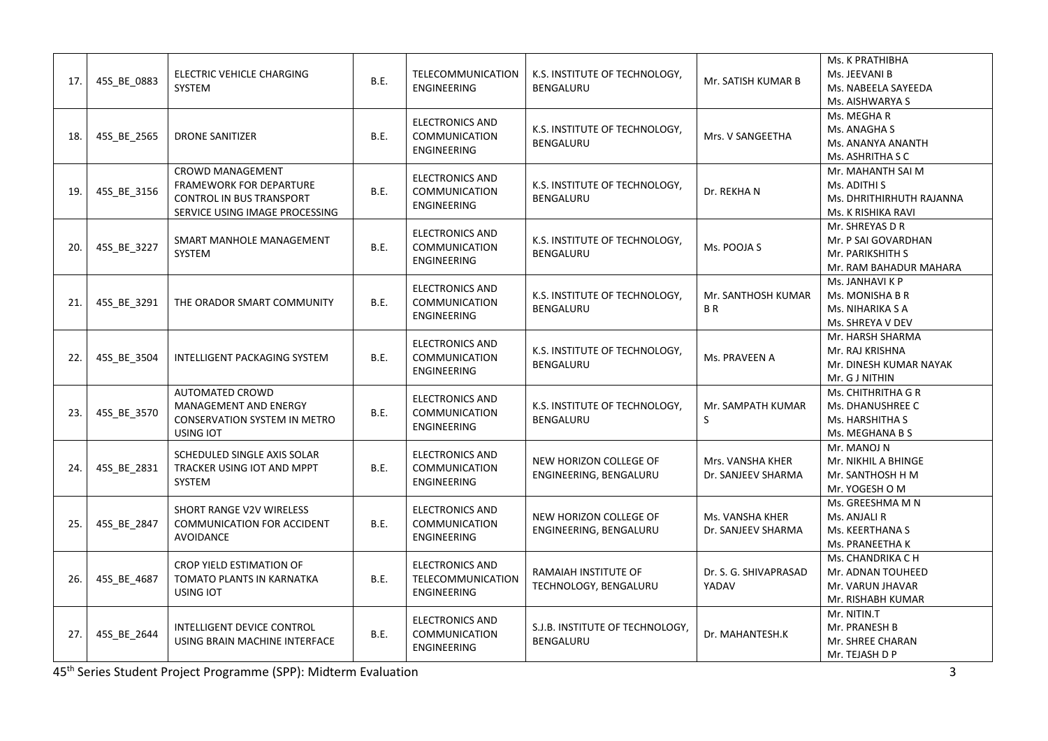| 17. | 45S_BE_0883 | ELECTRIC VEHICLE CHARGING SYSTEM | B.E. | TELECOMMUNICATION ENGINEERING | K.S. INSTITUTE OF TECHNOLOGY, BENGALURU | Mr. SATISH KUMAR B | Ms. K PRATHIBHA<br>Ms. JEEVANI B<br>Ms. NABEELA SAYEEDA<br>Ms. AISHWARYA S |
|---|---|---|---|---|---|---|---|
| 18. | 45S_BE_2565 | DRONE SANITIZER | B.E. | ELECTRONICS AND COMMUNICATION ENGINEERING | K.S. INSTITUTE OF TECHNOLOGY, BENGALURU | Mrs. V SANGEETHA | Ms. MEGHA R<br>Ms. ANAGHA S<br>Ms. ANANYA ANANTH<br>Ms. ASHRITHA S C |
| 19. | 45S_BE_3156 | CROWD MANAGEMENT FRAMEWORK FOR DEPARTURE CONTROL IN BUS TRANSPORT SERVICE USING IMAGE PROCESSING | B.E. | ELECTRONICS AND COMMUNICATION ENGINEERING | K.S. INSTITUTE OF TECHNOLOGY, BENGALURU | Dr. REKHA N | Mr. MAHANTH SAI M<br>Ms. ADITHI S<br>Ms. DHRITHIRHUTH RAJANNA<br>Ms. K RISHIKA RAVI |
| 20. | 45S_BE_3227 | SMART MANHOLE MANAGEMENT SYSTEM | B.E. | ELECTRONICS AND COMMUNICATION ENGINEERING | K.S. INSTITUTE OF TECHNOLOGY, BENGALURU | Ms. POOJA S | Mr. SHREYAS D R<br>Mr. P SAI GOVARDHAN<br>Mr. PARIKSHITH S<br>Mr. RAM BAHADUR MAHARA |
| 21. | 45S_BE_3291 | THE ORADOR SMART COMMUNITY | B.E. | ELECTRONICS AND COMMUNICATION ENGINEERING | K.S. INSTITUTE OF TECHNOLOGY, BENGALURU | Mr. SANTHOSH KUMAR B R | Ms. JANHAVI K P<br>Ms. MONISHA B R<br>Ms. NIHARIKA S A<br>Ms. SHREYA V DEV |
| 22. | 45S_BE_3504 | INTELLIGENT PACKAGING SYSTEM | B.E. | ELECTRONICS AND COMMUNICATION ENGINEERING | K.S. INSTITUTE OF TECHNOLOGY, BENGALURU | Ms. PRAVEEN A | Mr. HARSH SHARMA<br>Mr. RAJ KRISHNA<br>Mr. DINESH KUMAR NAYAK<br>Mr. G J NITHIN |
| 23. | 45S_BE_3570 | AUTOMATED CROWD MANAGEMENT AND ENERGY CONSERVATION SYSTEM IN METRO USING IOT | B.E. | ELECTRONICS AND COMMUNICATION ENGINEERING | K.S. INSTITUTE OF TECHNOLOGY, BENGALURU | Mr. SAMPATH KUMAR S | Ms. CHITHRITHA G R<br>Ms. DHANUSHREE C<br>Ms. HARSHITHA S<br>Ms. MEGHANA B S |
| 24. | 45S_BE_2831 | SCHEDULED SINGLE AXIS SOLAR TRACKER USING IOT AND MPPT SYSTEM | B.E. | ELECTRONICS AND COMMUNICATION ENGINEERING | NEW HORIZON COLLEGE OF ENGINEERING, BENGALURU | Mrs. VANSHA KHER<br>Dr. SANJEEV SHARMA | Mr. MANOJ N<br>Mr. NIKHIL A BHINGE<br>Mr. SANTHOSH H M<br>Mr. YOGESH O M |
| 25. | 45S_BE_2847 | SHORT RANGE V2V WIRELESS COMMUNICATION FOR ACCIDENT AVOIDANCE | B.E. | ELECTRONICS AND COMMUNICATION ENGINEERING | NEW HORIZON COLLEGE OF ENGINEERING, BENGALURU | Ms. VANSHA KHER<br>Dr. SANJEEV SHARMA | Ms. GREESHMA M N<br>Ms. ANJALI R<br>Ms. KEERTHANA S<br>Ms. PRANEETHA K |
| 26. | 45S_BE_4687 | CROP YIELD ESTIMATION OF TOMATO PLANTS IN KARNATKA USING IOT | B.E. | ELECTRONICS AND TELECOMMUNICATION ENGINEERING | RAMAIAH INSTITUTE OF TECHNOLOGY, BENGALURU | Dr. S. G. SHIVAPRASAD YADAV | Ms. CHANDRIKA C H<br>Mr. ADNAN TOUHEED<br>Mr. VARUN JHAVAR<br>Mr. RISHABH KUMAR |
| 27. | 45S_BE_2644 | INTELLIGENT DEVICE CONTROL USING BRAIN MACHINE INTERFACE | B.E. | ELECTRONICS AND COMMUNICATION ENGINEERING | S.J.B. INSTITUTE OF TECHNOLOGY, BENGALURU | Dr. MAHANTESH.K | Mr. NITIN.T<br>Mr. PRANESH B<br>Mr. SHREE CHARAN<br>Mr. TEJASH D P |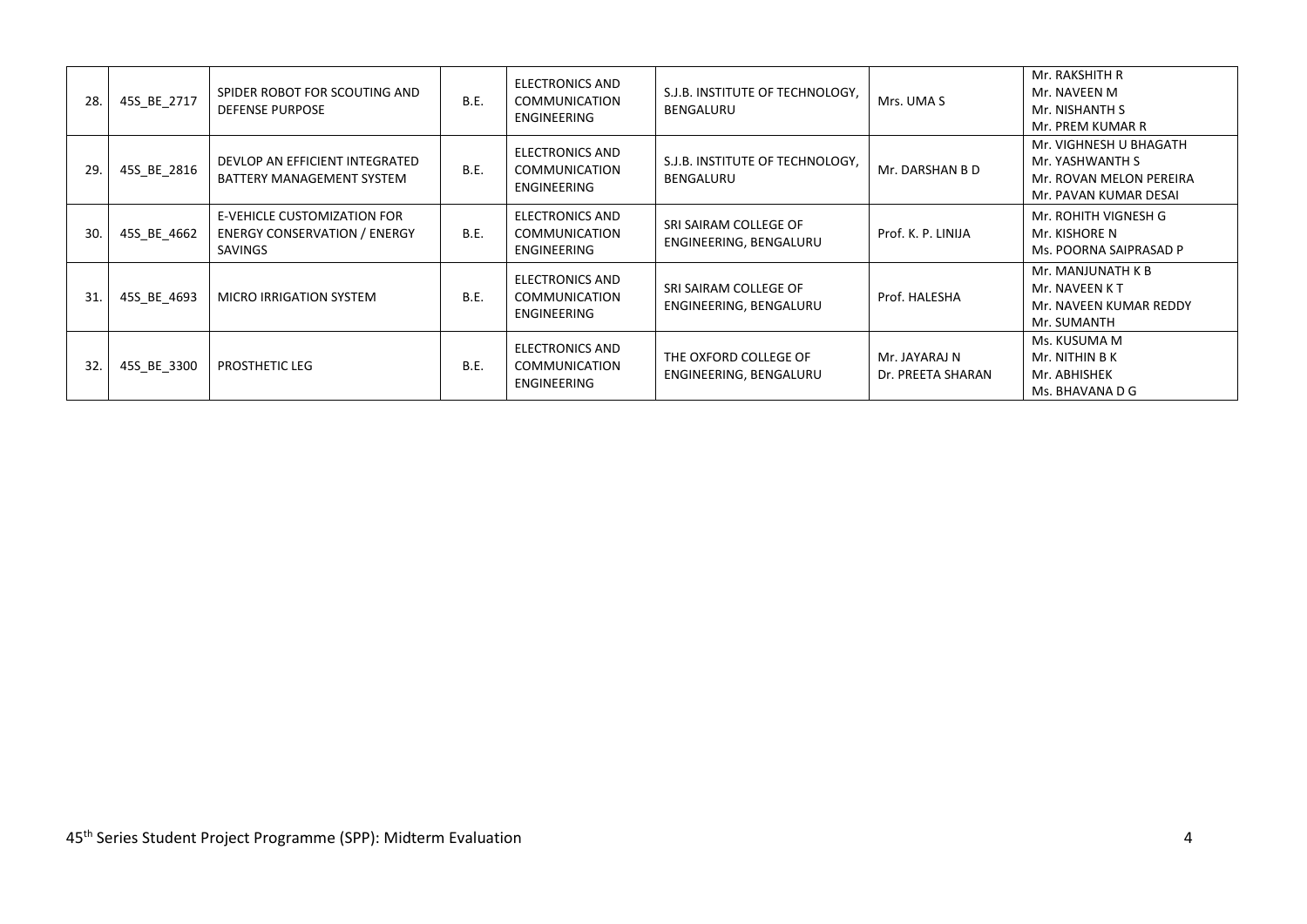| | | | | | | | |
|---|---|---|---|---|---|---|---|
| 28. | 45S_BE_2717 | SPIDER ROBOT FOR SCOUTING AND DEFENSE PURPOSE | B.E. | ELECTRONICS AND COMMUNICATION ENGINEERING | S.J.B. INSTITUTE OF TECHNOLOGY, BENGALURU | Mrs. UMA S | Mr. RAKSHITH R<br>Mr. NAVEEN M<br>Mr. NISHANTH S<br>Mr. PREM KUMAR R |
| 29. | 45S_BE_2816 | DEVLOP AN EFFICIENT INTEGRATED BATTERY MANAGEMENT SYSTEM | B.E. | ELECTRONICS AND COMMUNICATION ENGINEERING | S.J.B. INSTITUTE OF TECHNOLOGY, BENGALURU | Mr. DARSHAN B D | Mr. VIGHNESH U BHAGATH<br>Mr. YASHWANTH S<br>Mr. ROVAN MELON PEREIRA<br>Mr. PAVAN KUMAR DESAI |
| 30. | 45S_BE_4662 | E-VEHICLE CUSTOMIZATION FOR ENERGY CONSERVATION / ENERGY SAVINGS | B.E. | ELECTRONICS AND COMMUNICATION ENGINEERING | SRI SAIRAM COLLEGE OF ENGINEERING, BENGALURU | Prof. K. P. LINIJA | Mr. ROHITH VIGNESH G<br>Mr. KISHORE N<br>Ms. POORNA SAIPRASAD P |
| 31. | 45S_BE_4693 | MICRO IRRIGATION SYSTEM | B.E. | ELECTRONICS AND COMMUNICATION ENGINEERING | SRI SAIRAM COLLEGE OF ENGINEERING, BENGALURU | Prof. HALESHA | Mr. MANJUNATH K B<br>Mr. NAVEEN K T<br>Mr. NAVEEN KUMAR REDDY<br>Mr. SUMANTH |
| 32. | 45S_BE_3300 | PROSTHETIC LEG | B.E. | ELECTRONICS AND COMMUNICATION ENGINEERING | THE OXFORD COLLEGE OF ENGINEERING, BENGALURU | Mr. JAYARAJ N<br>Dr. PREETA SHARAN | Ms. KUSUMA M<br>Mr. NITHIN B K<br>Mr. ABHISHEK<br>Ms. BHAVANA D G |